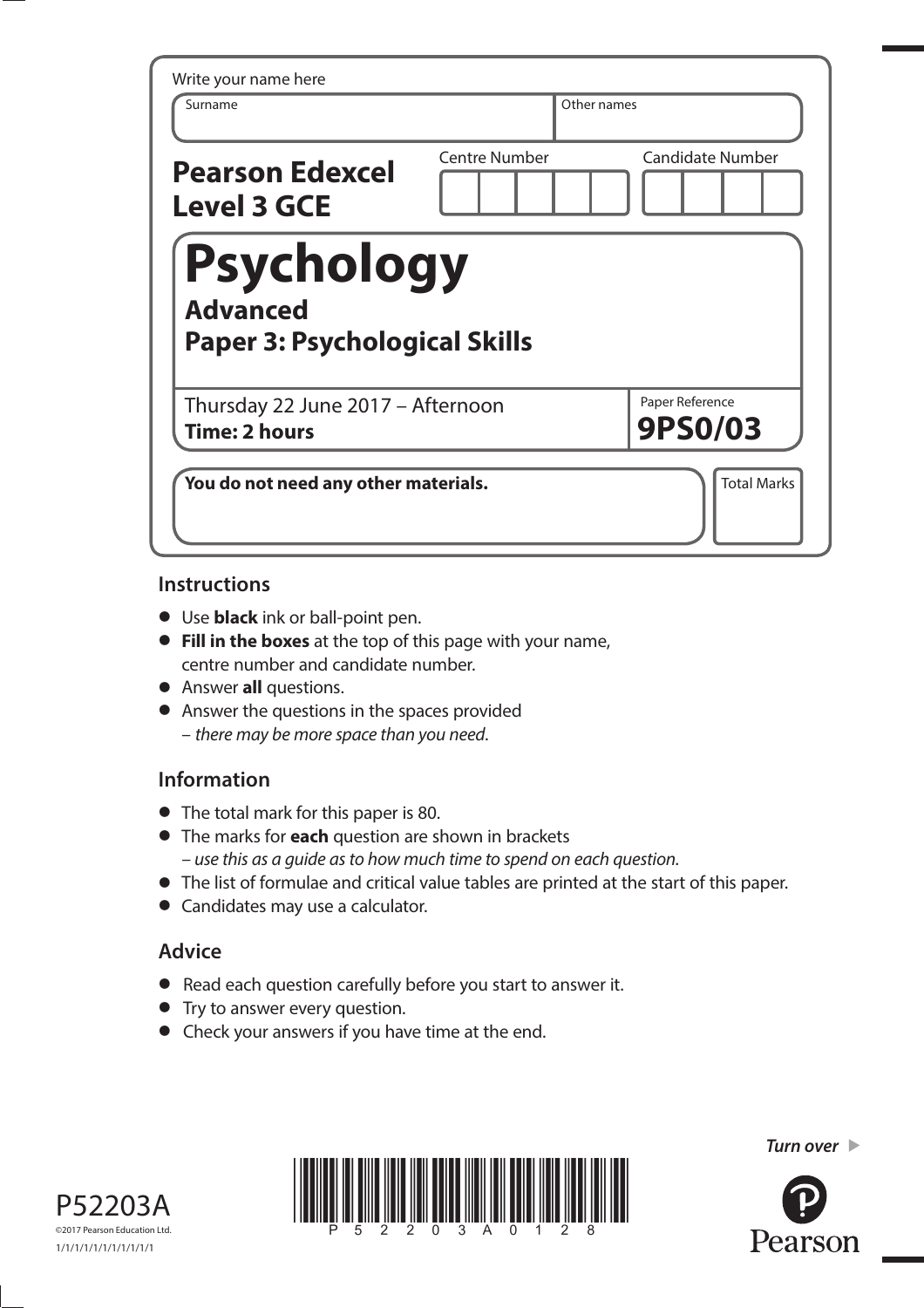Write your name here

| Surname | Other names |
|---|---|
| | |

**Pearson Edexcel Level 3 GCE**

Centre Number | Candidate Number

# Psychology

## Advanced
## Paper 3: Psychological Skills

Thursday 22 June 2017 – Afternoon
**Time: 2 hours**

Paper Reference
**9PS0/03**

**You do not need any other materials.**

Total Marks

## Instructions

- Use **black** ink or ball-point pen.
- **Fill in the boxes** at the top of this page with your name, centre number and candidate number.
- Answer **all** questions.
- Answer the questions in the spaces provided
  – *there may be more space than you need.*

## Information

- The total mark for this paper is 80.
- The marks for **each** question are shown in brackets
  – *use this as a guide as to how much time to spend on each question.*
- The list of formulae and critical value tables are printed at the start of this paper.
- Candidates may use a calculator.

## Advice

- Read each question carefully before you start to answer it.
- Try to answer every question.
- Check your answers if you have time at the end.

*Turn over*

P52203A
©2017 Pearson Education Ltd.
1/1/1/1/1/1/1/1/1/1/1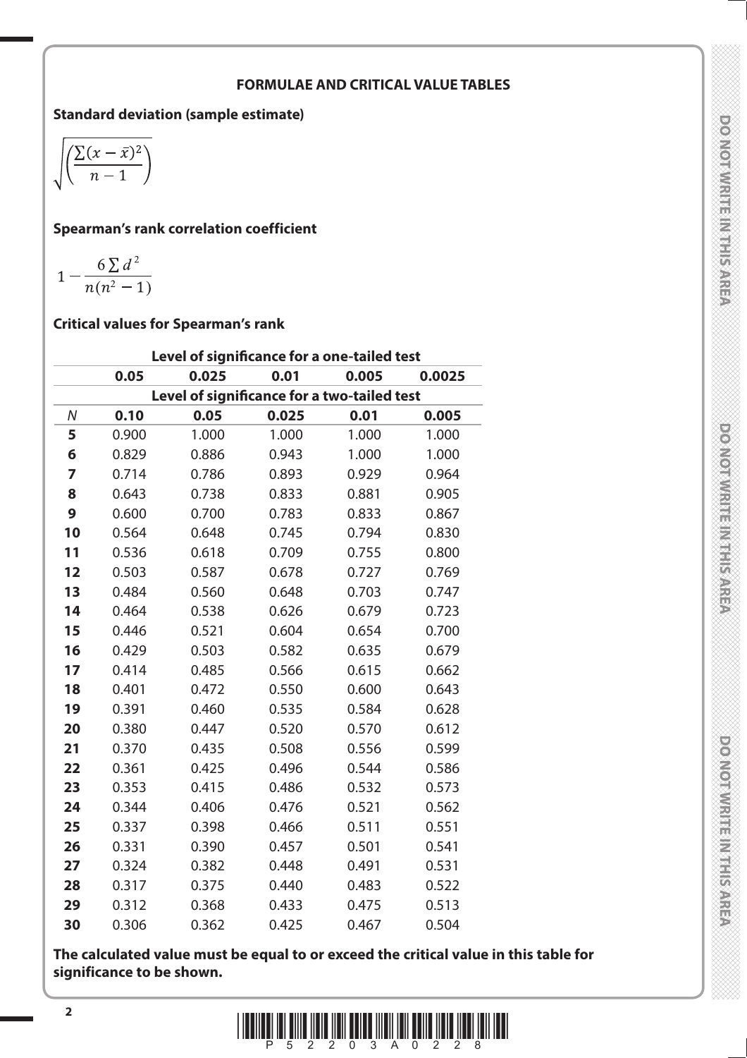## FORMULAE AND CRITICAL VALUE TABLES

**Standard deviation (sample estimate)**

$$\sqrt{\left(\frac{\sum(x-\bar{x})^2}{n-1}\right)}$$

**Spearman's rank correlation coefficient**

$$1-\frac{6\sum d^2}{n(n^2-1)}$$

**Critical values for Spearman's rank**

| | Level of significance for a one-tailed test | | | | |
|---|---|---|---|---|---|
| | **0.05** | **0.025** | **0.01** | **0.005** | **0.0025** |
| | **Level of significance for a two-tailed test** | | | | |
| *N* | **0.10** | **0.05** | **0.025** | **0.01** | **0.005** |
| **5** | 0.900 | 1.000 | 1.000 | 1.000 | 1.000 |
| **6** | 0.829 | 0.886 | 0.943 | 1.000 | 1.000 |
| **7** | 0.714 | 0.786 | 0.893 | 0.929 | 0.964 |
| **8** | 0.643 | 0.738 | 0.833 | 0.881 | 0.905 |
| **9** | 0.600 | 0.700 | 0.783 | 0.833 | 0.867 |
| **10** | 0.564 | 0.648 | 0.745 | 0.794 | 0.830 |
| **11** | 0.536 | 0.618 | 0.709 | 0.755 | 0.800 |
| **12** | 0.503 | 0.587 | 0.678 | 0.727 | 0.769 |
| **13** | 0.484 | 0.560 | 0.648 | 0.703 | 0.747 |
| **14** | 0.464 | 0.538 | 0.626 | 0.679 | 0.723 |
| **15** | 0.446 | 0.521 | 0.604 | 0.654 | 0.700 |
| **16** | 0.429 | 0.503 | 0.582 | 0.635 | 0.679 |
| **17** | 0.414 | 0.485 | 0.566 | 0.615 | 0.662 |
| **18** | 0.401 | 0.472 | 0.550 | 0.600 | 0.643 |
| **19** | 0.391 | 0.460 | 0.535 | 0.584 | 0.628 |
| **20** | 0.380 | 0.447 | 0.520 | 0.570 | 0.612 |
| **21** | 0.370 | 0.435 | 0.508 | 0.556 | 0.599 |
| **22** | 0.361 | 0.425 | 0.496 | 0.544 | 0.586 |
| **23** | 0.353 | 0.415 | 0.486 | 0.532 | 0.573 |
| **24** | 0.344 | 0.406 | 0.476 | 0.521 | 0.562 |
| **25** | 0.337 | 0.398 | 0.466 | 0.511 | 0.551 |
| **26** | 0.331 | 0.390 | 0.457 | 0.501 | 0.541 |
| **27** | 0.324 | 0.382 | 0.448 | 0.491 | 0.531 |
| **28** | 0.317 | 0.375 | 0.440 | 0.483 | 0.522 |
| **29** | 0.312 | 0.368 | 0.433 | 0.475 | 0.513 |
| **30** | 0.306 | 0.362 | 0.425 | 0.467 | 0.504 |

**The calculated value must be equal to or exceed the critical value in this table for significance to be shown.**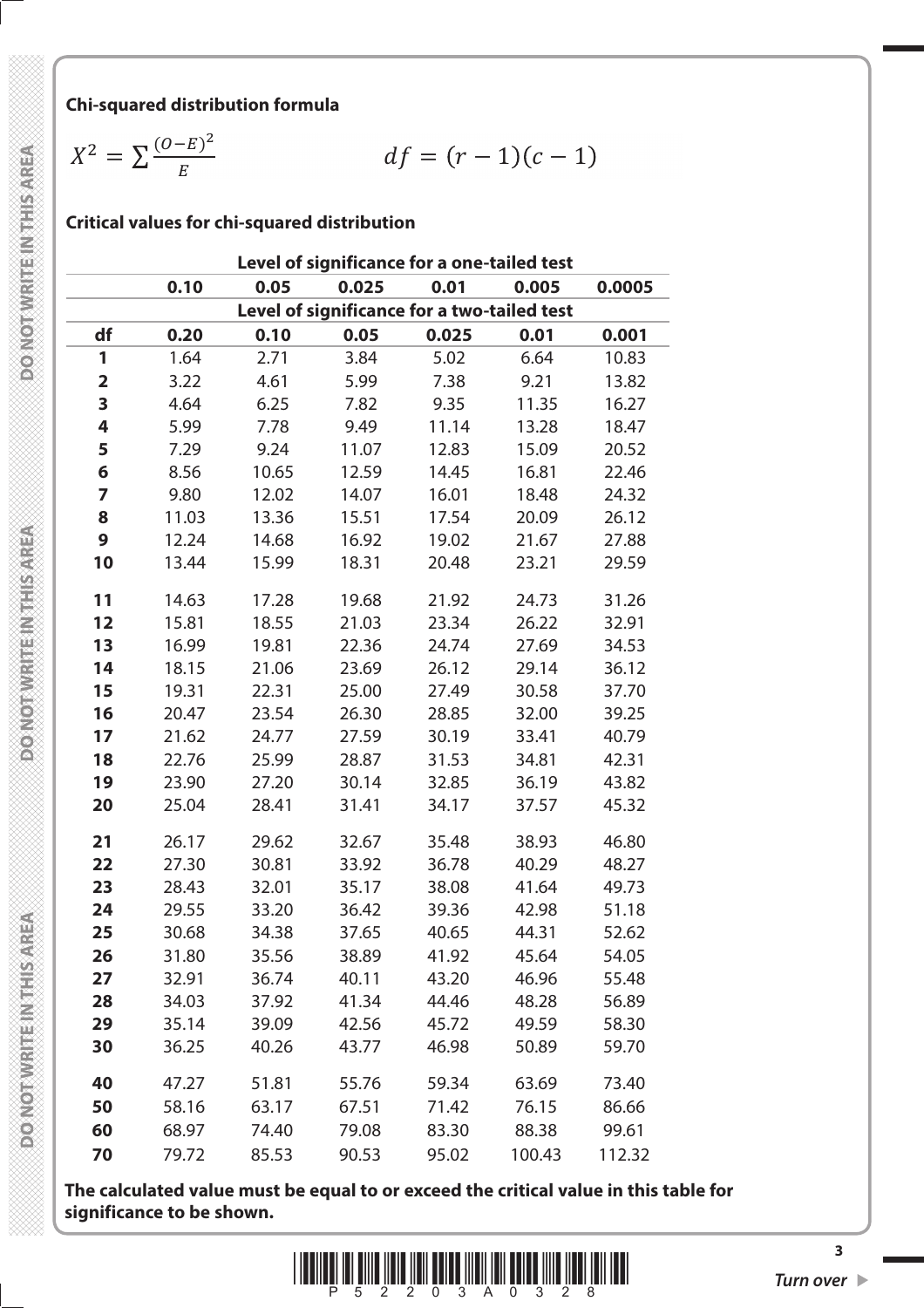**Chi-squared distribution formula**

$$X^2 = \sum \frac{(O-E)^2}{E} \qquad df = (r-1)(c-1)$$

**Critical values for chi-squared distribution**

| | Level of significance for a one-tailed test | | | | | |
|---|---|---|---|---|---|---|
| | **0.10** | **0.05** | **0.025** | **0.01** | **0.005** | **0.0005** |
| | Level of significance for a two-tailed test | | | | | |
| **df** | **0.20** | **0.10** | **0.05** | **0.025** | **0.01** | **0.001** |
| **1** | 1.64 | 2.71 | 3.84 | 5.02 | 6.64 | 10.83 |
| **2** | 3.22 | 4.61 | 5.99 | 7.38 | 9.21 | 13.82 |
| **3** | 4.64 | 6.25 | 7.82 | 9.35 | 11.35 | 16.27 |
| **4** | 5.99 | 7.78 | 9.49 | 11.14 | 13.28 | 18.47 |
| **5** | 7.29 | 9.24 | 11.07 | 12.83 | 15.09 | 20.52 |
| **6** | 8.56 | 10.65 | 12.59 | 14.45 | 16.81 | 22.46 |
| **7** | 9.80 | 12.02 | 14.07 | 16.01 | 18.48 | 24.32 |
| **8** | 11.03 | 13.36 | 15.51 | 17.54 | 20.09 | 26.12 |
| **9** | 12.24 | 14.68 | 16.92 | 19.02 | 21.67 | 27.88 |
| **10** | 13.44 | 15.99 | 18.31 | 20.48 | 23.21 | 29.59 |
| **11** | 14.63 | 17.28 | 19.68 | 21.92 | 24.73 | 31.26 |
| **12** | 15.81 | 18.55 | 21.03 | 23.34 | 26.22 | 32.91 |
| **13** | 16.99 | 19.81 | 22.36 | 24.74 | 27.69 | 34.53 |
| **14** | 18.15 | 21.06 | 23.69 | 26.12 | 29.14 | 36.12 |
| **15** | 19.31 | 22.31 | 25.00 | 27.49 | 30.58 | 37.70 |
| **16** | 20.47 | 23.54 | 26.30 | 28.85 | 32.00 | 39.25 |
| **17** | 21.62 | 24.77 | 27.59 | 30.19 | 33.41 | 40.79 |
| **18** | 22.76 | 25.99 | 28.87 | 31.53 | 34.81 | 42.31 |
| **19** | 23.90 | 27.20 | 30.14 | 32.85 | 36.19 | 43.82 |
| **20** | 25.04 | 28.41 | 31.41 | 34.17 | 37.57 | 45.32 |
| **21** | 26.17 | 29.62 | 32.67 | 35.48 | 38.93 | 46.80 |
| **22** | 27.30 | 30.81 | 33.92 | 36.78 | 40.29 | 48.27 |
| **23** | 28.43 | 32.01 | 35.17 | 38.08 | 41.64 | 49.73 |
| **24** | 29.55 | 33.20 | 36.42 | 39.36 | 42.98 | 51.18 |
| **25** | 30.68 | 34.38 | 37.65 | 40.65 | 44.31 | 52.62 |
| **26** | 31.80 | 35.56 | 38.89 | 41.92 | 45.64 | 54.05 |
| **27** | 32.91 | 36.74 | 40.11 | 43.20 | 46.96 | 55.48 |
| **28** | 34.03 | 37.92 | 41.34 | 44.46 | 48.28 | 56.89 |
| **29** | 35.14 | 39.09 | 42.56 | 45.72 | 49.59 | 58.30 |
| **30** | 36.25 | 40.26 | 43.77 | 46.98 | 50.89 | 59.70 |
| **40** | 47.27 | 51.81 | 55.76 | 59.34 | 63.69 | 73.40 |
| **50** | 58.16 | 63.17 | 67.51 | 71.42 | 76.15 | 86.66 |
| **60** | 68.97 | 74.40 | 79.08 | 83.30 | 88.38 | 99.61 |
| **70** | 79.72 | 85.53 | 90.53 | 95.02 | 100.43 | 112.32 |

**The calculated value must be equal to or exceed the critical value in this table for significance to be shown.**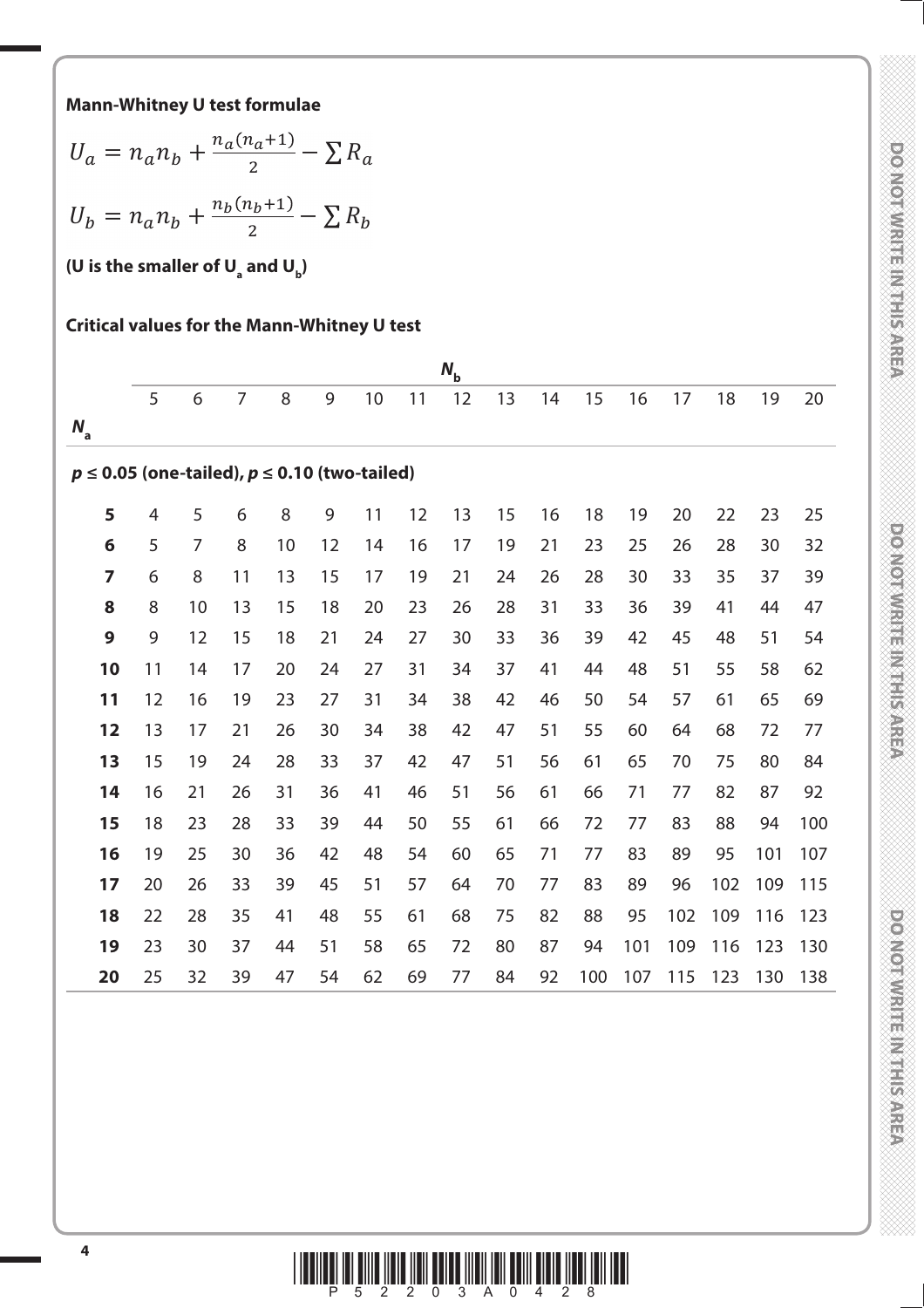**Mann-Whitney U test formulae**

$$U_a = n_a n_b + \frac{n_a(n_a+1)}{2} - \sum R_a$$

$$U_b = n_a n_b + \frac{n_b(n_b+1)}{2} - \sum R_b$$

**(U is the smaller of $U_a$ and $U_b$)**

**Critical values for the Mann-Whitney U test**

| | $N_b$ | | | | | | | | | | | | | | | |
|---|---|---|---|---|---|---|---|---|---|---|---|---|---|---|---|---|
| $N_a$ | 5 | 6 | 7 | 8 | 9 | 10 | 11 | 12 | 13 | 14 | 15 | 16 | 17 | 18 | 19 | 20 |
| **$p \leq 0.05$ (one-tailed), $p \leq 0.10$ (two-tailed)** | | | | | | | | | | | | | | | | |
| **5** | 4 | 5 | 6 | 8 | 9 | 11 | 12 | 13 | 15 | 16 | 18 | 19 | 20 | 22 | 23 | 25 |
| **6** | 5 | 7 | 8 | 10 | 12 | 14 | 16 | 17 | 19 | 21 | 23 | 25 | 26 | 28 | 30 | 32 |
| **7** | 6 | 8 | 11 | 13 | 15 | 17 | 19 | 21 | 24 | 26 | 28 | 30 | 33 | 35 | 37 | 39 |
| **8** | 8 | 10 | 13 | 15 | 18 | 20 | 23 | 26 | 28 | 31 | 33 | 36 | 39 | 41 | 44 | 47 |
| **9** | 9 | 12 | 15 | 18 | 21 | 24 | 27 | 30 | 33 | 36 | 39 | 42 | 45 | 48 | 51 | 54 |
| **10** | 11 | 14 | 17 | 20 | 24 | 27 | 31 | 34 | 37 | 41 | 44 | 48 | 51 | 55 | 58 | 62 |
| **11** | 12 | 16 | 19 | 23 | 27 | 31 | 34 | 38 | 42 | 46 | 50 | 54 | 57 | 61 | 65 | 69 |
| **12** | 13 | 17 | 21 | 26 | 30 | 34 | 38 | 42 | 47 | 51 | 55 | 60 | 64 | 68 | 72 | 77 |
| **13** | 15 | 19 | 24 | 28 | 33 | 37 | 42 | 47 | 51 | 56 | 61 | 65 | 70 | 75 | 80 | 84 |
| **14** | 16 | 21 | 26 | 31 | 36 | 41 | 46 | 51 | 56 | 61 | 66 | 71 | 77 | 82 | 87 | 92 |
| **15** | 18 | 23 | 28 | 33 | 39 | 44 | 50 | 55 | 61 | 66 | 72 | 77 | 83 | 88 | 94 | 100 |
| **16** | 19 | 25 | 30 | 36 | 42 | 48 | 54 | 60 | 65 | 71 | 77 | 83 | 89 | 95 | 101 | 107 |
| **17** | 20 | 26 | 33 | 39 | 45 | 51 | 57 | 64 | 70 | 77 | 83 | 89 | 96 | 102 | 109 | 115 |
| **18** | 22 | 28 | 35 | 41 | 48 | 55 | 61 | 68 | 75 | 82 | 88 | 95 | 102 | 109 | 116 | 123 |
| **19** | 23 | 30 | 37 | 44 | 51 | 58 | 65 | 72 | 80 | 87 | 94 | 101 | 109 | 116 | 123 | 130 |
| **20** | 25 | 32 | 39 | 47 | 54 | 62 | 69 | 77 | 84 | 92 | 100 | 107 | 115 | 123 | 130 | 138 |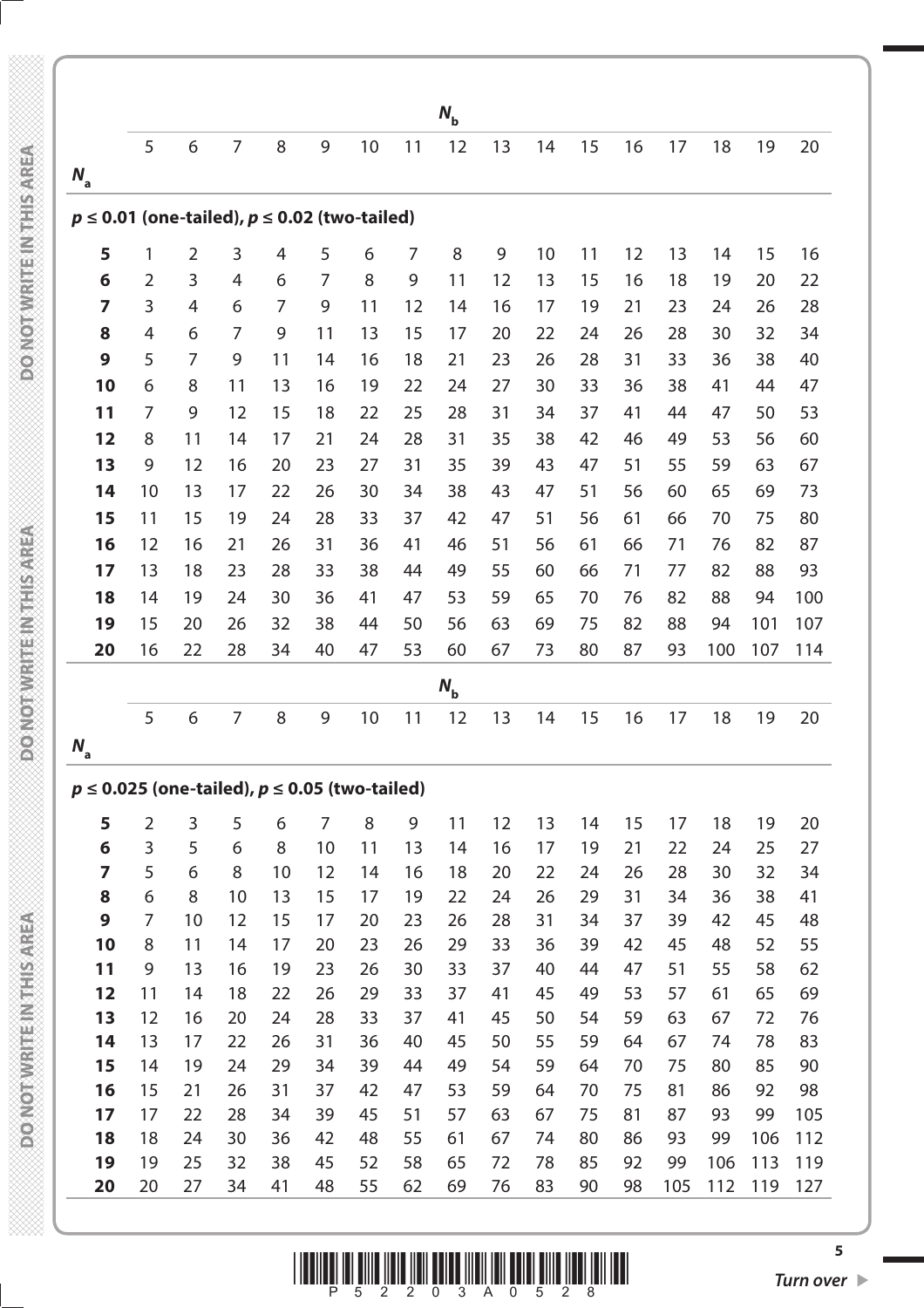| | $N_b$ | | | | | | | | | | | | | | | |
|---|---|---|---|---|---|---|---|---|---|---|---|---|---|---|---|---|
| $N_a$ | 5 | 6 | 7 | 8 | 9 | 10 | 11 | 12 | 13 | 14 | 15 | 16 | 17 | 18 | 19 | 20 |
| **$p \leq 0.01$ (one-tailed), $p \leq 0.02$ (two-tailed)** | | | | | | | | | | | | | | | | |
| **5** | 1 | 2 | 3 | 4 | 5 | 6 | 7 | 8 | 9 | 10 | 11 | 12 | 13 | 14 | 15 | 16 |
| **6** | 2 | 3 | 4 | 6 | 7 | 8 | 9 | 11 | 12 | 13 | 15 | 16 | 18 | 19 | 20 | 22 |
| **7** | 3 | 4 | 6 | 7 | 9 | 11 | 12 | 14 | 16 | 17 | 19 | 21 | 23 | 24 | 26 | 28 |
| **8** | 4 | 6 | 7 | 9 | 11 | 13 | 15 | 17 | 20 | 22 | 24 | 26 | 28 | 30 | 32 | 34 |
| **9** | 5 | 7 | 9 | 11 | 14 | 16 | 18 | 21 | 23 | 26 | 28 | 31 | 33 | 36 | 38 | 40 |
| **10** | 6 | 8 | 11 | 13 | 16 | 19 | 22 | 24 | 27 | 30 | 33 | 36 | 38 | 41 | 44 | 47 |
| **11** | 7 | 9 | 12 | 15 | 18 | 22 | 25 | 28 | 31 | 34 | 37 | 41 | 44 | 47 | 50 | 53 |
| **12** | 8 | 11 | 14 | 17 | 21 | 24 | 28 | 31 | 35 | 38 | 42 | 46 | 49 | 53 | 56 | 60 |
| **13** | 9 | 12 | 16 | 20 | 23 | 27 | 31 | 35 | 39 | 43 | 47 | 51 | 55 | 59 | 63 | 67 |
| **14** | 10 | 13 | 17 | 22 | 26 | 30 | 34 | 38 | 43 | 47 | 51 | 56 | 60 | 65 | 69 | 73 |
| **15** | 11 | 15 | 19 | 24 | 28 | 33 | 37 | 42 | 47 | 51 | 56 | 61 | 66 | 70 | 75 | 80 |
| **16** | 12 | 16 | 21 | 26 | 31 | 36 | 41 | 46 | 51 | 56 | 61 | 66 | 71 | 76 | 82 | 87 |
| **17** | 13 | 18 | 23 | 28 | 33 | 38 | 44 | 49 | 55 | 60 | 66 | 71 | 77 | 82 | 88 | 93 |
| **18** | 14 | 19 | 24 | 30 | 36 | 41 | 47 | 53 | 59 | 65 | 70 | 76 | 82 | 88 | 94 | 100 |
| **19** | 15 | 20 | 26 | 32 | 38 | 44 | 50 | 56 | 63 | 69 | 75 | 82 | 88 | 94 | 101 | 107 |
| **20** | 16 | 22 | 28 | 34 | 40 | 47 | 53 | 60 | 67 | 73 | 80 | 87 | 93 | 100 | 107 | 114 |

| | $N_b$ | | | | | | | | | | | | | | | |
|---|---|---|---|---|---|---|---|---|---|---|---|---|---|---|---|---|
| $N_a$ | 5 | 6 | 7 | 8 | 9 | 10 | 11 | 12 | 13 | 14 | 15 | 16 | 17 | 18 | 19 | 20 |
| **$p \leq 0.025$ (one-tailed), $p \leq 0.05$ (two-tailed)** | | | | | | | | | | | | | | | | |
| **5** | 2 | 3 | 5 | 6 | 7 | 8 | 9 | 11 | 12 | 13 | 14 | 15 | 17 | 18 | 19 | 20 |
| **6** | 3 | 5 | 6 | 8 | 10 | 11 | 13 | 14 | 16 | 17 | 19 | 21 | 22 | 24 | 25 | 27 |
| **7** | 5 | 6 | 8 | 10 | 12 | 14 | 16 | 18 | 20 | 22 | 24 | 26 | 28 | 30 | 32 | 34 |
| **8** | 6 | 8 | 10 | 13 | 15 | 17 | 19 | 22 | 24 | 26 | 29 | 31 | 34 | 36 | 38 | 41 |
| **9** | 7 | 10 | 12 | 15 | 17 | 20 | 23 | 26 | 28 | 31 | 34 | 37 | 39 | 42 | 45 | 48 |
| **10** | 8 | 11 | 14 | 17 | 20 | 23 | 26 | 29 | 33 | 36 | 39 | 42 | 45 | 48 | 52 | 55 |
| **11** | 9 | 13 | 16 | 19 | 23 | 26 | 30 | 33 | 37 | 40 | 44 | 47 | 51 | 55 | 58 | 62 |
| **12** | 11 | 14 | 18 | 22 | 26 | 29 | 33 | 37 | 41 | 45 | 49 | 53 | 57 | 61 | 65 | 69 |
| **13** | 12 | 16 | 20 | 24 | 28 | 33 | 37 | 41 | 45 | 50 | 54 | 59 | 63 | 67 | 72 | 76 |
| **14** | 13 | 17 | 22 | 26 | 31 | 36 | 40 | 45 | 50 | 55 | 59 | 64 | 67 | 74 | 78 | 83 |
| **15** | 14 | 19 | 24 | 29 | 34 | 39 | 44 | 49 | 54 | 59 | 64 | 70 | 75 | 80 | 85 | 90 |
| **16** | 15 | 21 | 26 | 31 | 37 | 42 | 47 | 53 | 59 | 64 | 70 | 75 | 81 | 86 | 92 | 98 |
| **17** | 17 | 22 | 28 | 34 | 39 | 45 | 51 | 57 | 63 | 67 | 75 | 81 | 87 | 93 | 99 | 105 |
| **18** | 18 | 24 | 30 | 36 | 42 | 48 | 55 | 61 | 67 | 74 | 80 | 86 | 93 | 99 | 106 | 112 |
| **19** | 19 | 25 | 32 | 38 | 45 | 52 | 58 | 65 | 72 | 78 | 85 | 92 | 99 | 106 | 113 | 119 |
| **20** | 20 | 27 | 34 | 41 | 48 | 55 | 62 | 69 | 76 | 83 | 90 | 98 | 105 | 112 | 119 | 127 |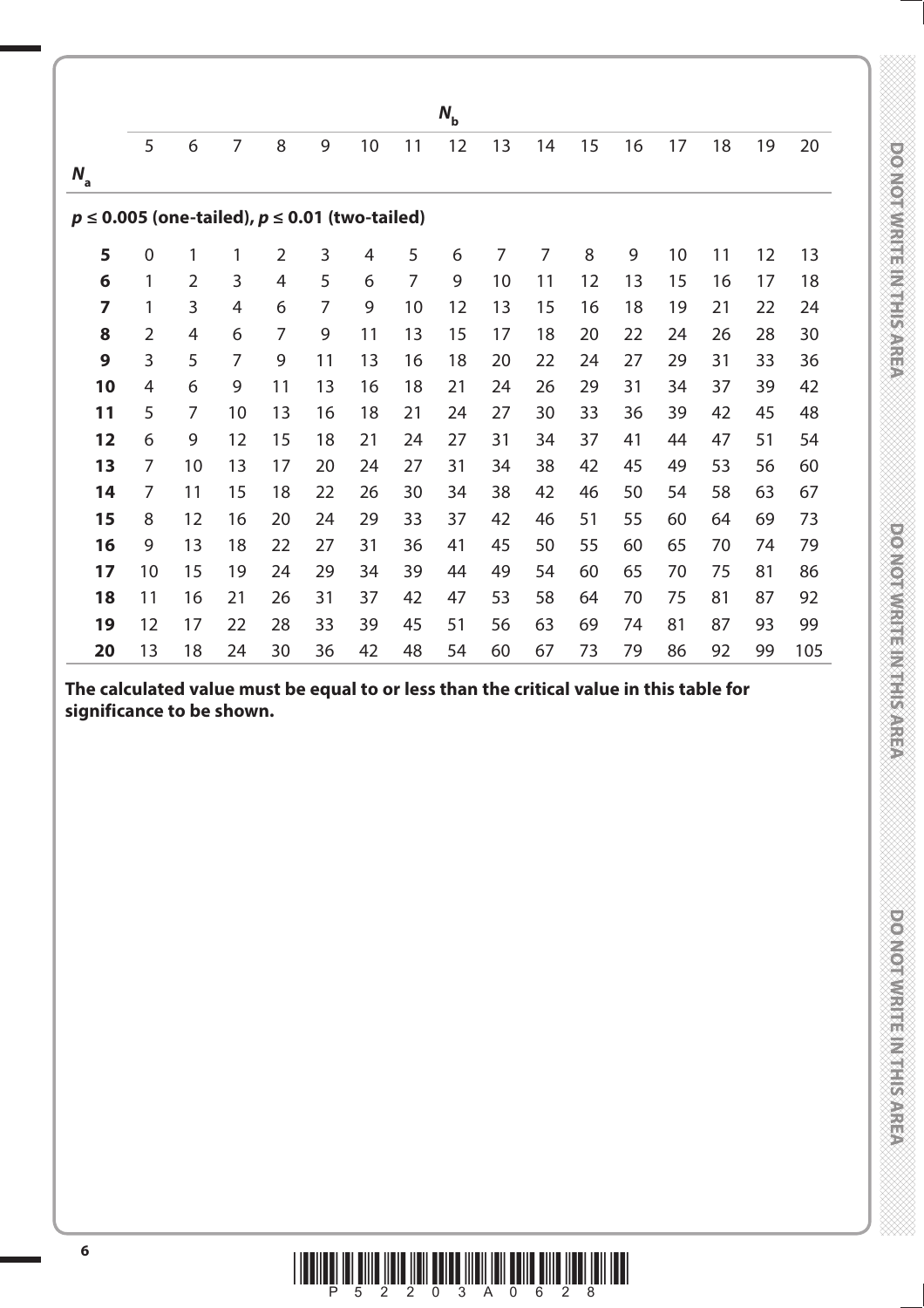| | $N_b$ | | | | | | | | | | | | | | | |
|---|---|---|---|---|---|---|---|---|---|---|---|---|---|---|---|---|
| | 5 | 6 | 7 | 8 | 9 | 10 | 11 | 12 | 13 | 14 | 15 | 16 | 17 | 18 | 19 | 20 |
| $N_a$ | | | | | | | | | | | | | | | | |
| **$p \leq 0.005$ (one-tailed), $p \leq 0.01$ (two-tailed)** | | | | | | | | | | | | | | | | |
| **5** | 0 | 1 | 1 | 2 | 3 | 4 | 5 | 6 | 7 | 7 | 8 | 9 | 10 | 11 | 12 | 13 |
| **6** | 1 | 2 | 3 | 4 | 5 | 6 | 7 | 9 | 10 | 11 | 12 | 13 | 15 | 16 | 17 | 18 |
| **7** | 1 | 3 | 4 | 6 | 7 | 9 | 10 | 12 | 13 | 15 | 16 | 18 | 19 | 21 | 22 | 24 |
| **8** | 2 | 4 | 6 | 7 | 9 | 11 | 13 | 15 | 17 | 18 | 20 | 22 | 24 | 26 | 28 | 30 |
| **9** | 3 | 5 | 7 | 9 | 11 | 13 | 16 | 18 | 20 | 22 | 24 | 27 | 29 | 31 | 33 | 36 |
| **10** | 4 | 6 | 9 | 11 | 13 | 16 | 18 | 21 | 24 | 26 | 29 | 31 | 34 | 37 | 39 | 42 |
| **11** | 5 | 7 | 10 | 13 | 16 | 18 | 21 | 24 | 27 | 30 | 33 | 36 | 39 | 42 | 45 | 48 |
| **12** | 6 | 9 | 12 | 15 | 18 | 21 | 24 | 27 | 31 | 34 | 37 | 41 | 44 | 47 | 51 | 54 |
| **13** | 7 | 10 | 13 | 17 | 20 | 24 | 27 | 31 | 34 | 38 | 42 | 45 | 49 | 53 | 56 | 60 |
| **14** | 7 | 11 | 15 | 18 | 22 | 26 | 30 | 34 | 38 | 42 | 46 | 50 | 54 | 58 | 63 | 67 |
| **15** | 8 | 12 | 16 | 20 | 24 | 29 | 33 | 37 | 42 | 46 | 51 | 55 | 60 | 64 | 69 | 73 |
| **16** | 9 | 13 | 18 | 22 | 27 | 31 | 36 | 41 | 45 | 50 | 55 | 60 | 65 | 70 | 74 | 79 |
| **17** | 10 | 15 | 19 | 24 | 29 | 34 | 39 | 44 | 49 | 54 | 60 | 65 | 70 | 75 | 81 | 86 |
| **18** | 11 | 16 | 21 | 26 | 31 | 37 | 42 | 47 | 53 | 58 | 64 | 70 | 75 | 81 | 87 | 92 |
| **19** | 12 | 17 | 22 | 28 | 33 | 39 | 45 | 51 | 56 | 63 | 69 | 74 | 81 | 87 | 93 | 99 |
| **20** | 13 | 18 | 24 | 30 | 36 | 42 | 48 | 54 | 60 | 67 | 73 | 79 | 86 | 92 | 99 | 105 |

**The calculated value must be equal to or less than the critical value in this table for significance to be shown.**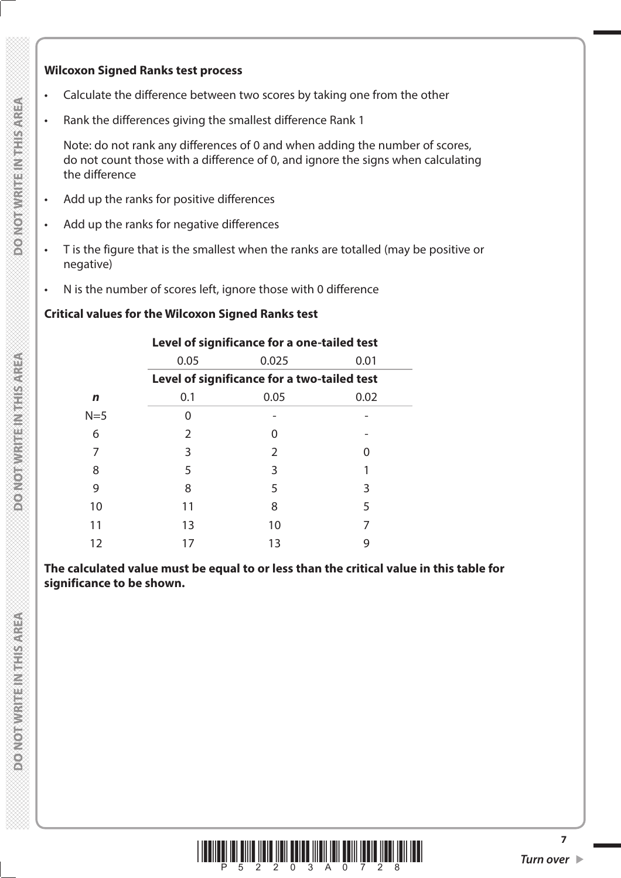**Wilcoxon Signed Ranks test process**

- Calculate the difference between two scores by taking one from the other
- Rank the differences giving the smallest difference Rank 1

  Note: do not rank any differences of 0 and when adding the number of scores, do not count those with a difference of 0, and ignore the signs when calculating the difference

- Add up the ranks for positive differences
- Add up the ranks for negative differences
- T is the figure that is the smallest when the ranks are totalled (may be positive or negative)
- N is the number of scores left, ignore those with 0 difference

**Critical values for the Wilcoxon Signed Ranks test**

| | **Level of significance for a one-tailed test** | | |
|---|---|---|---|
| | 0.05 | 0.025 | 0.01 |
| | **Level of significance for a two-tailed test** | | |
| ***n*** | 0.1 | 0.05 | 0.02 |
| N=5 | 0 | - | - |
| 6 | 2 | 0 | - |
| 7 | 3 | 2 | 0 |
| 8 | 5 | 3 | 1 |
| 9 | 8 | 5 | 3 |
| 10 | 11 | 8 | 5 |
| 11 | 13 | 10 | 7 |
| 12 | 17 | 13 | 9 |

**The calculated value must be equal to or less than the critical value in this table for significance to be shown.**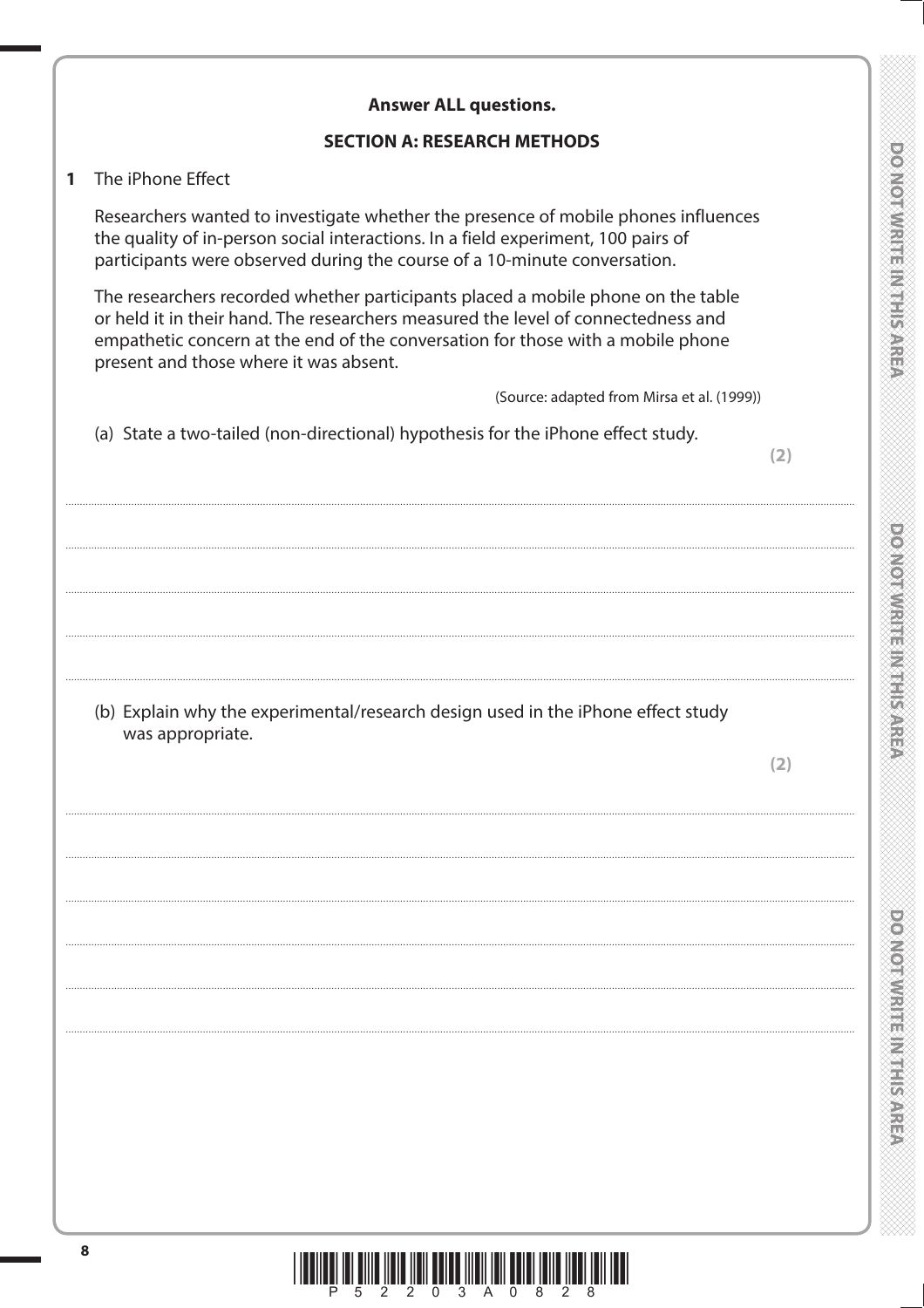**Answer ALL questions.**

**SECTION A: RESEARCH METHODS**

**1** The iPhone Effect

Researchers wanted to investigate whether the presence of mobile phones influences the quality of in-person social interactions. In a field experiment, 100 pairs of participants were observed during the course of a 10-minute conversation.

The researchers recorded whether participants placed a mobile phone on the table or held it in their hand. The researchers measured the level of connectedness and empathetic concern at the end of the conversation for those with a mobile phone present and those where it was absent.

(Source: adapted from Mirsa et al. (1999))

(a) State a two-tailed (non-directional) hypothesis for the iPhone effect study.

**(2)**

(b) Explain why the experimental/research design used in the iPhone effect study was appropriate.

**(2)**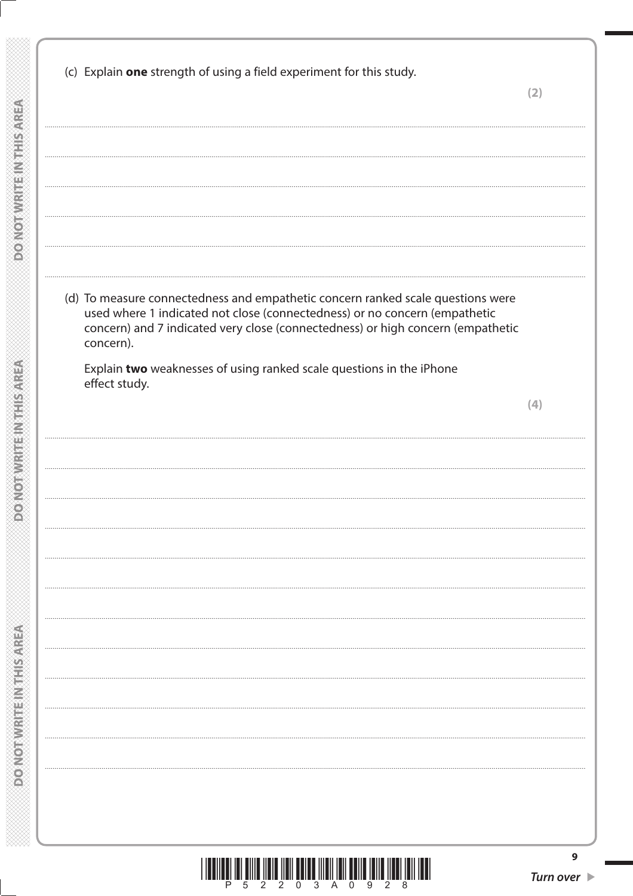(c) Explain **one** strength of using a field experiment for this study.

**(2)**

.......................................................................................................................................................................................

.......................................................................................................................................................................................

.......................................................................................................................................................................................

.......................................................................................................................................................................................

.......................................................................................................................................................................................

(d) To measure connectedness and empathetic concern ranked scale questions were used where 1 indicated not close (connectedness) or no concern (empathetic concern) and 7 indicated very close (connectedness) or high concern (empathetic concern).

Explain **two** weaknesses of using ranked scale questions in the iPhone effect study.

**(4)**

.......................................................................................................................................................................................

.......................................................................................................................................................................................

.......................................................................................................................................................................................

.......................................................................................................................................................................................

.......................................................................................................................................................................................

.......................................................................................................................................................................................

.......................................................................................................................................................................................

.......................................................................................................................................................................................

.......................................................................................................................................................................................

.......................................................................................................................................................................................

.......................................................................................................................................................................................

.......................................................................................................................................................................................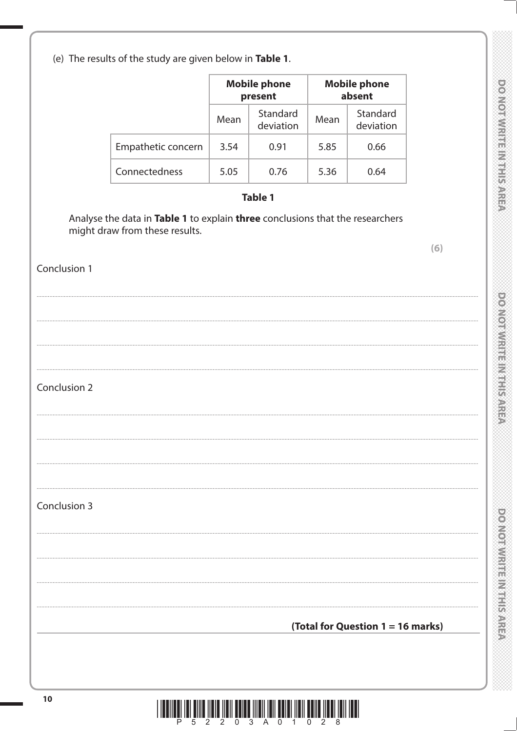(e) The results of the study are given below in **Table 1**.

| | Mobile phone present | | Mobile phone absent | |
|---|---|---|---|---|
| | Mean | Standard deviation | Mean | Standard deviation |
| Empathetic concern | 3.54 | 0.91 | 5.85 | 0.66 |
| Connectedness | 5.05 | 0.76 | 5.36 | 0.64 |

**Table 1**

Analyse the data in **Table 1** to explain **three** conclusions that the researchers might draw from these results.

**(6)**

Conclusion 1

...................................................................................................................................................

...................................................................................................................................................

...................................................................................................................................................

...................................................................................................................................................

Conclusion 2

...................................................................................................................................................

...................................................................................................................................................

...................................................................................................................................................

...................................................................................................................................................

Conclusion 3

...................................................................................................................................................

...................................................................................................................................................

...................................................................................................................................................

...................................................................................................................................................

**(Total for Question 1 = 16 marks)**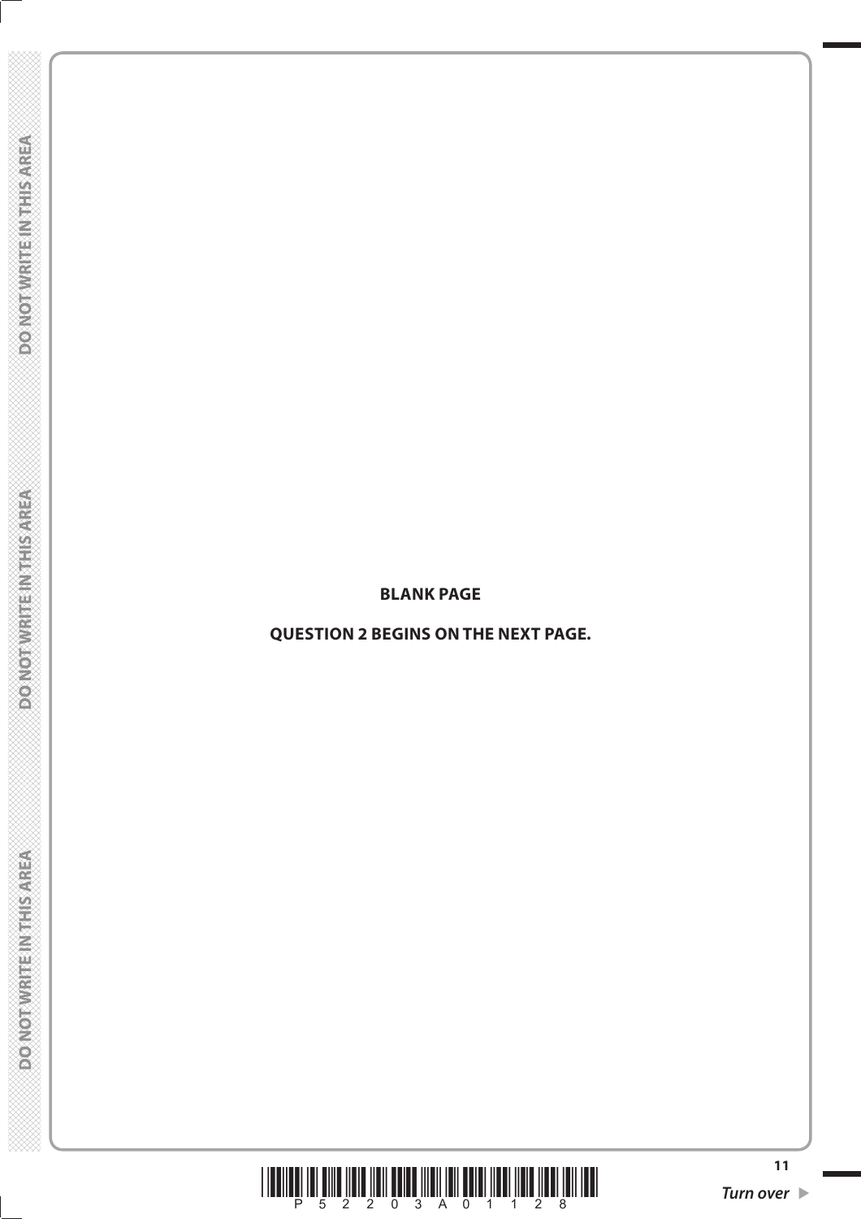**BLANK PAGE**

**QUESTION 2 BEGINS ON THE NEXT PAGE.**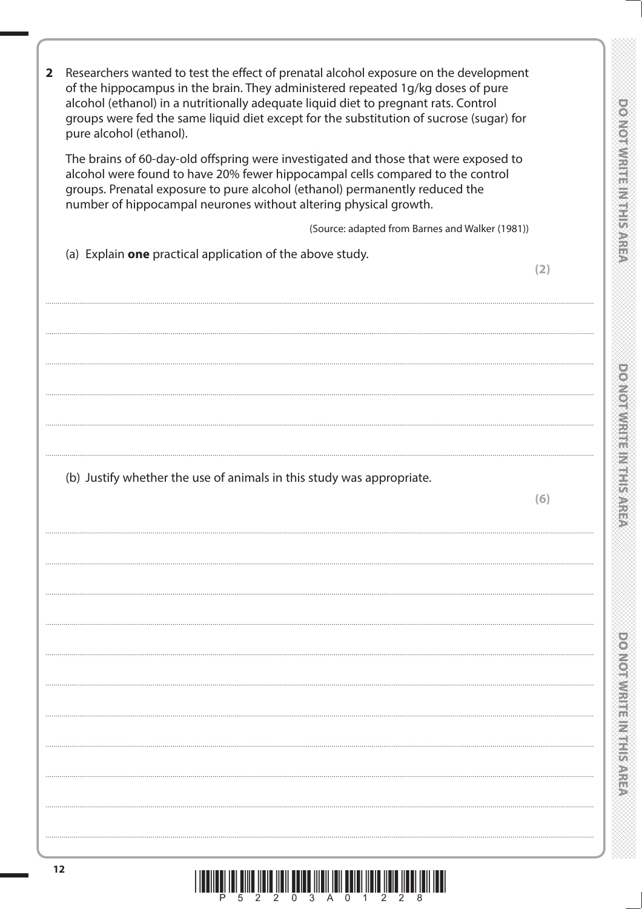**2** Researchers wanted to test the effect of prenatal alcohol exposure on the development of the hippocampus in the brain. They administered repeated 1g/kg doses of pure alcohol (ethanol) in a nutritionally adequate liquid diet to pregnant rats. Control groups were fed the same liquid diet except for the substitution of sucrose (sugar) for pure alcohol (ethanol).

The brains of 60-day-old offspring were investigated and those that were exposed to alcohol were found to have 20% fewer hippocampal cells compared to the control groups. Prenatal exposure to pure alcohol (ethanol) permanently reduced the number of hippocampal neurones without altering physical growth.

(Source: adapted from Barnes and Walker (1981))

(a) Explain **one** practical application of the above study.

**(2)**

........................................................................................................................................................................................................

........................................................................................................................................................................................................

........................................................................................................................................................................................................

........................................................................................................................................................................................................

........................................................................................................................................................................................................

(b) Justify whether the use of animals in this study was appropriate.

**(6)**

........................................................................................................................................................................................................

........................................................................................................................................................................................................

........................................................................................................................................................................................................

........................................................................................................................................................................................................

........................................................................................................................................................................................................

........................................................................................................................................................................................................

........................................................................................................................................................................................................

........................................................................................................................................................................................................

........................................................................................................................................................................................................

........................................................................................................................................................................................................

........................................................................................................................................................................................................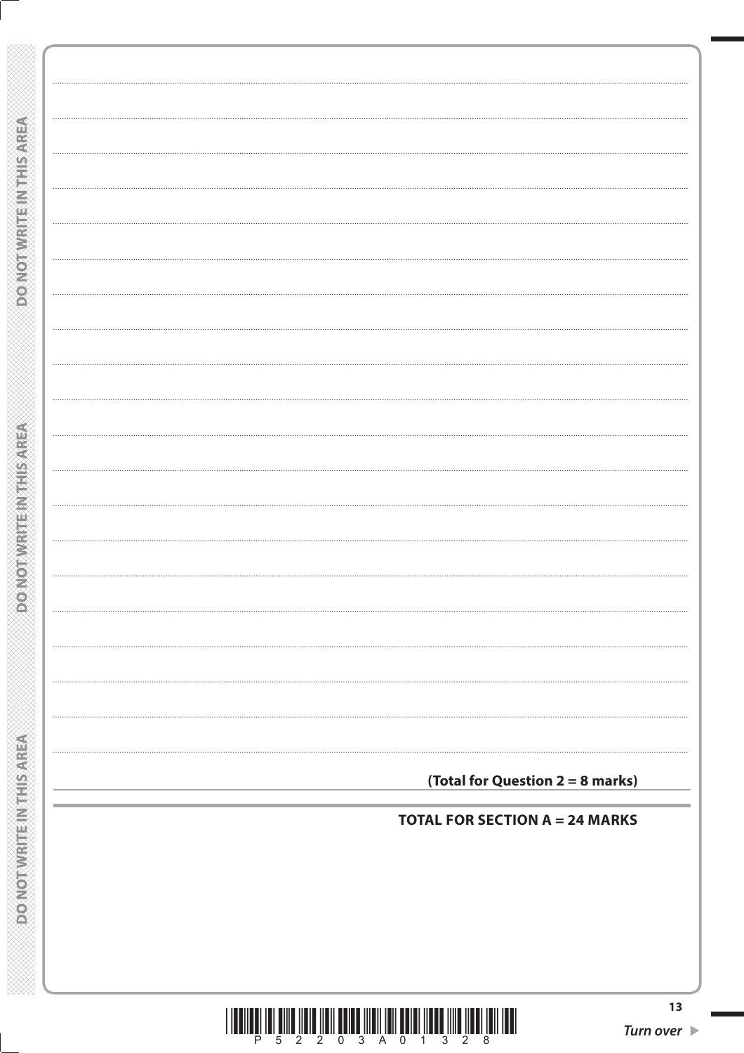**(Total for Question 2 = 8 marks)**

**TOTAL FOR SECTION A = 24 MARKS**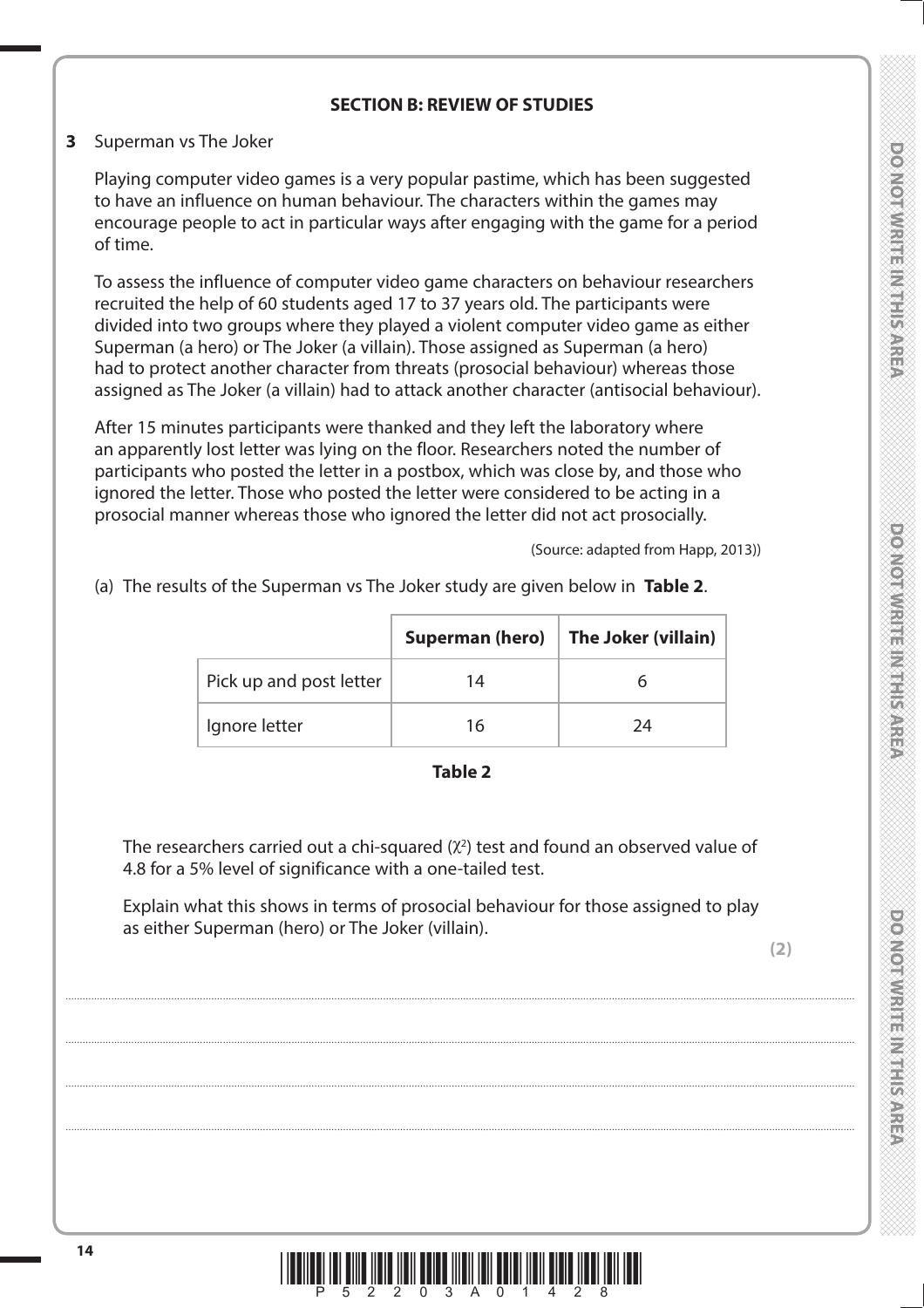## SECTION B: REVIEW OF STUDIES

**3** Superman vs The Joker

Playing computer video games is a very popular pastime, which has been suggested to have an influence on human behaviour. The characters within the games may encourage people to act in particular ways after engaging with the game for a period of time.

To assess the influence of computer video game characters on behaviour researchers recruited the help of 60 students aged 17 to 37 years old. The participants were divided into two groups where they played a violent computer video game as either Superman (a hero) or The Joker (a villain). Those assigned as Superman (a hero) had to protect another character from threats (prosocial behaviour) whereas those assigned as The Joker (a villain) had to attack another character (antisocial behaviour).

After 15 minutes participants were thanked and they left the laboratory where an apparently lost letter was lying on the floor. Researchers noted the number of participants who posted the letter in a postbox, which was close by, and those who ignored the letter. Those who posted the letter were considered to be acting in a prosocial manner whereas those who ignored the letter did not act prosocially.

(Source: adapted from Happ, 2013))

(a) The results of the Superman vs The Joker study are given below in **Table 2**.

| | **Superman (hero)** | **The Joker (villain)** |
|---|---|---|
| Pick up and post letter | 14 | 6 |
| Ignore letter | 16 | 24 |

**Table 2**

The researchers carried out a chi-squared ($\chi^2$) test and found an observed value of 4.8 for a 5% level of significance with a one-tailed test.

Explain what this shows in terms of prosocial behaviour for those assigned to play as either Superman (hero) or The Joker (villain).

**(2)**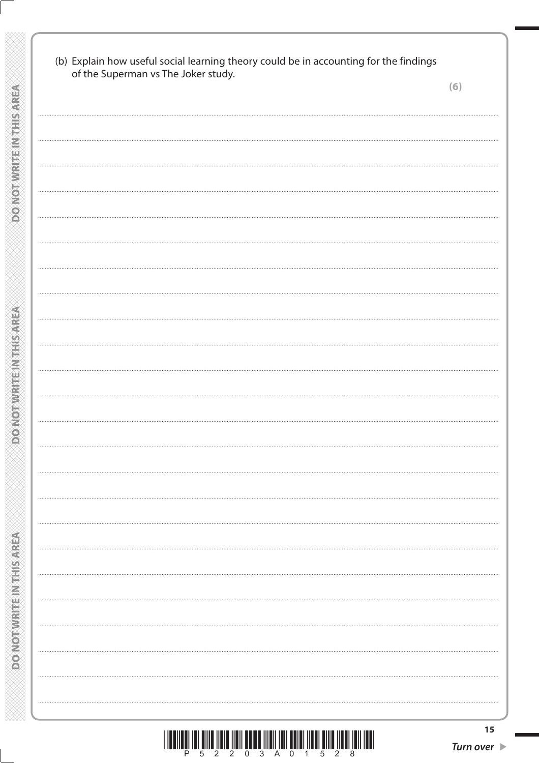(b) Explain how useful social learning theory could be in accounting for the findings of the Superman vs The Joker study.

**(6)**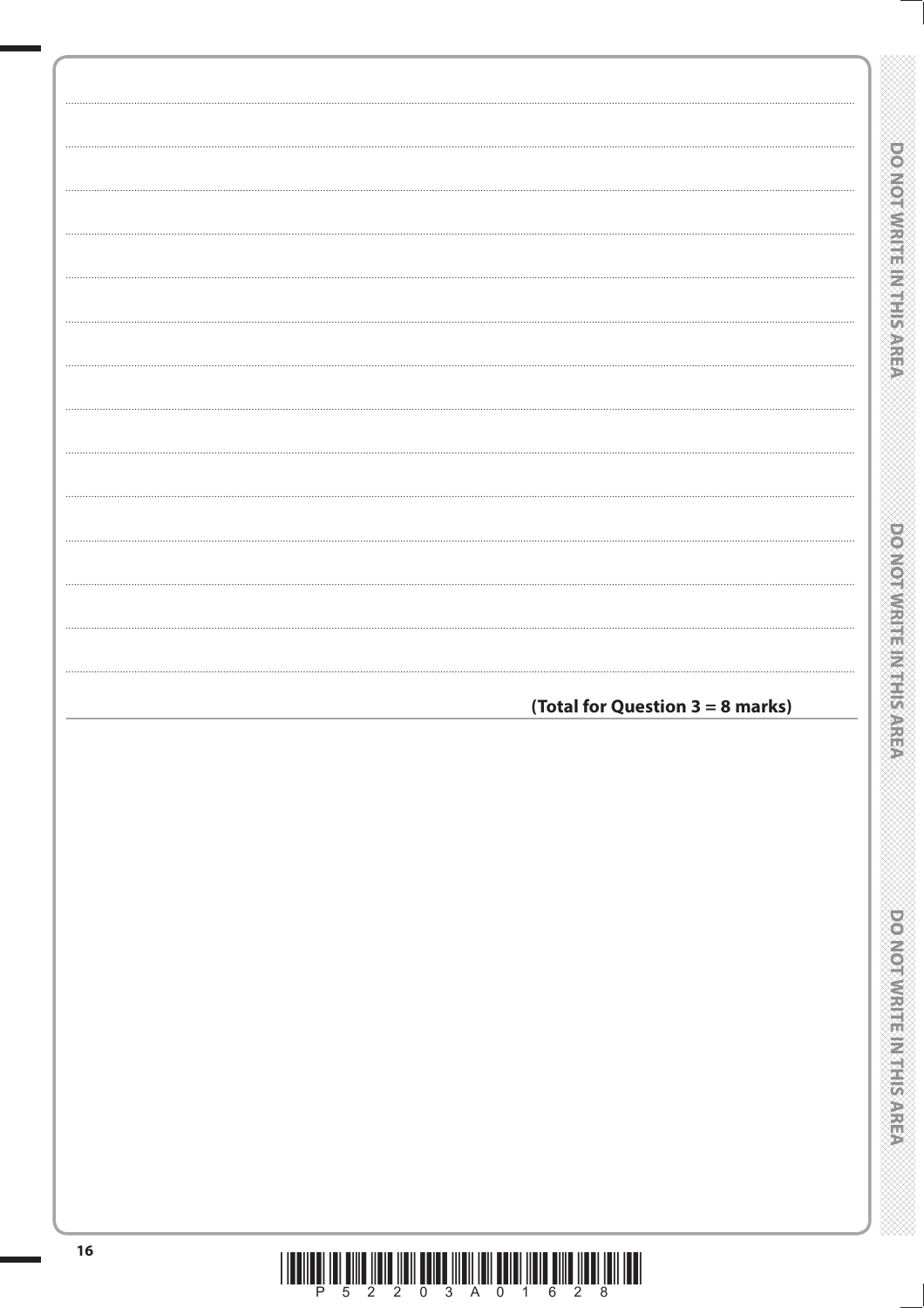**(Total for Question 3 = 8 marks)**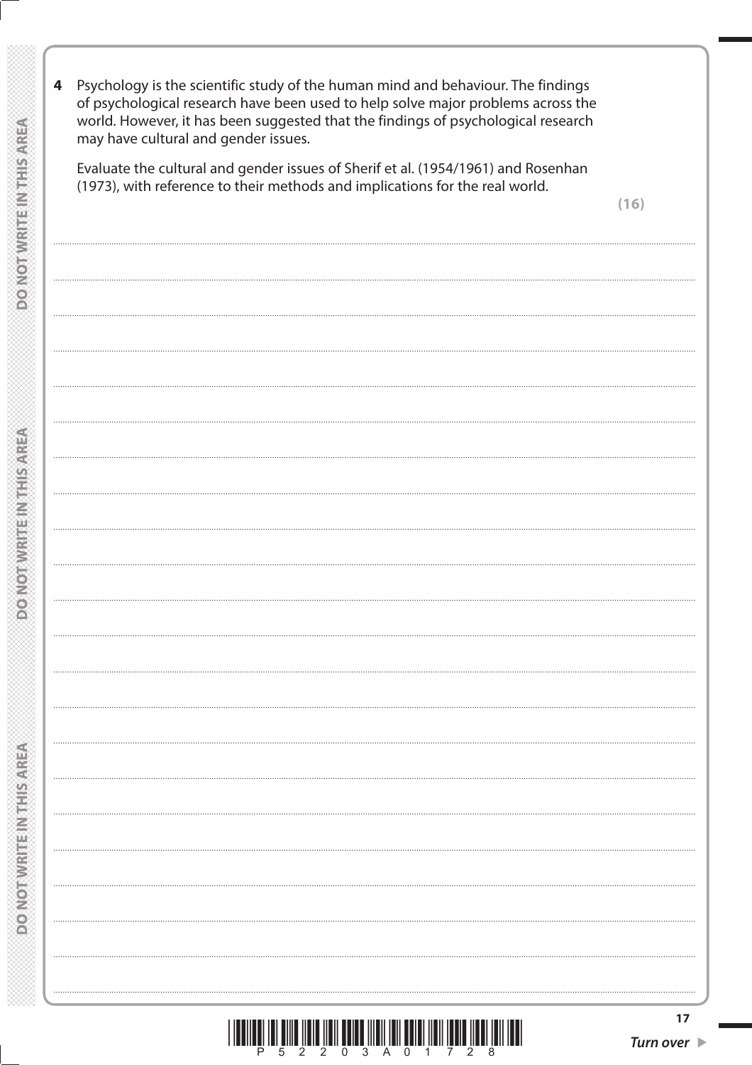**4** Psychology is the scientific study of the human mind and behaviour. The findings of psychological research have been used to help solve major problems across the world. However, it has been suggested that the findings of psychological research may have cultural and gender issues.

Evaluate the cultural and gender issues of Sherif et al. (1954/1961) and Rosenhan (1973), with reference to their methods and implications for the real world.

**(16)**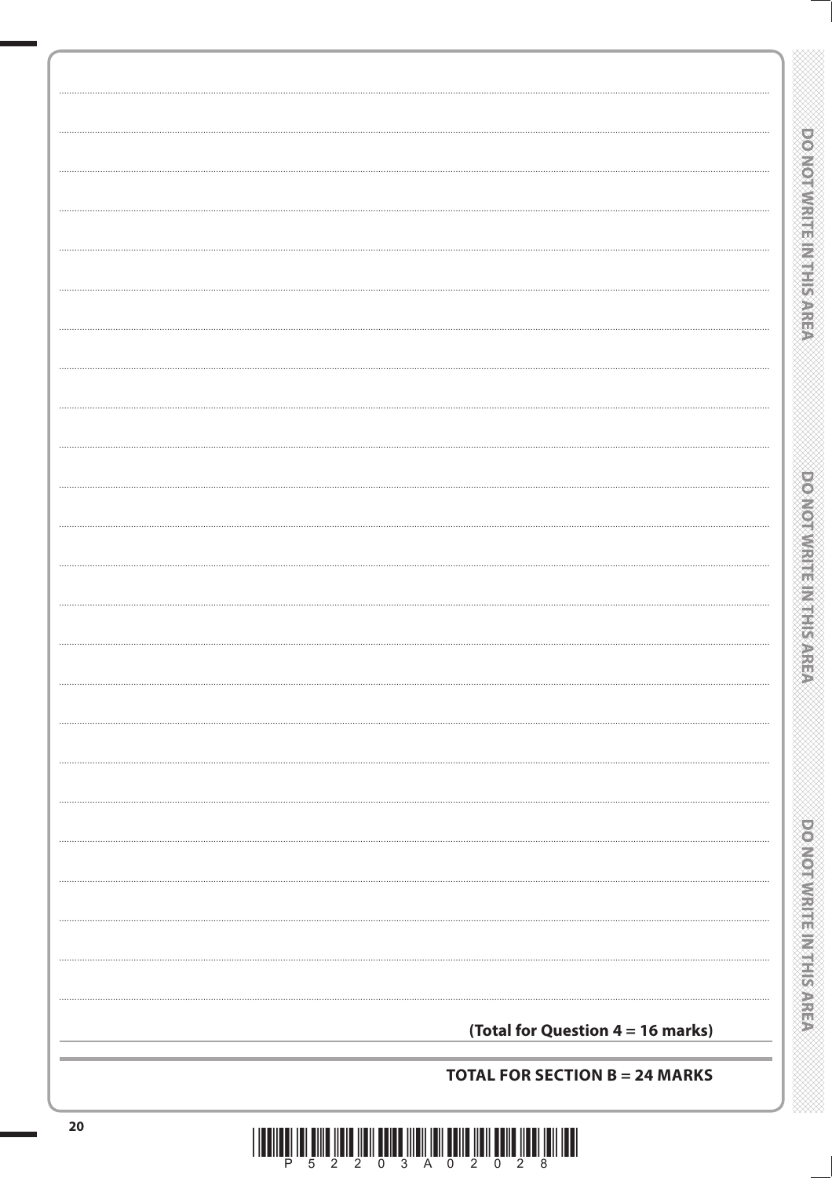**(Total for Question 4 = 16 marks)**

**TOTAL FOR SECTION B = 24 MARKS**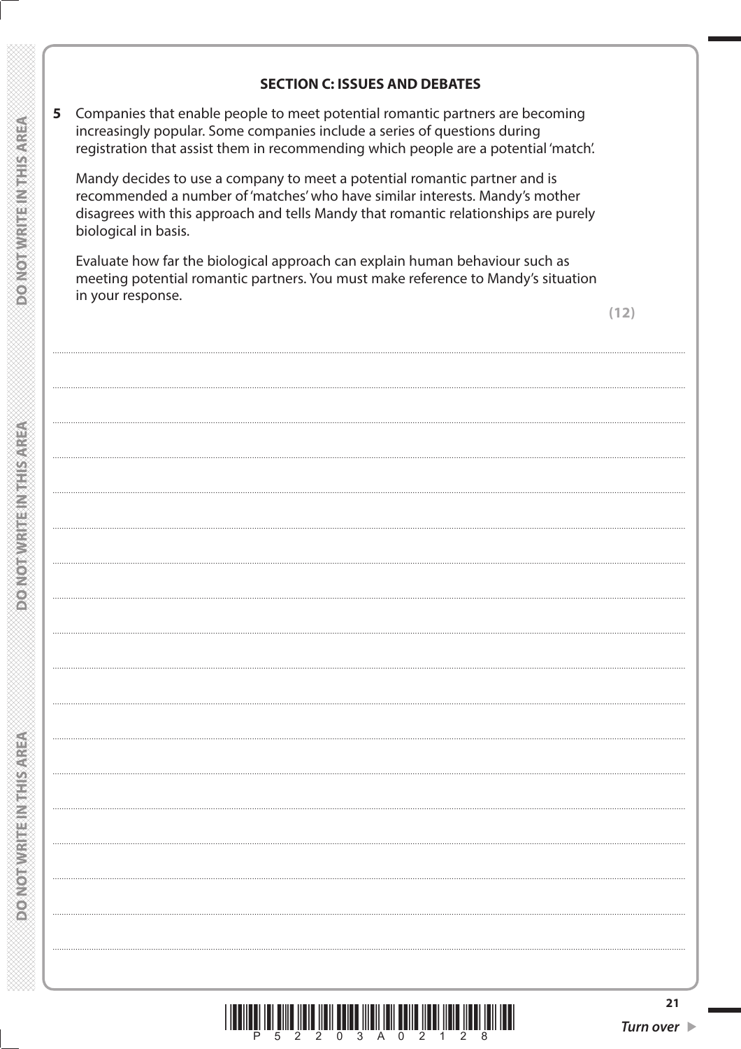## SECTION C: ISSUES AND DEBATES

**5** Companies that enable people to meet potential romantic partners are becoming increasingly popular. Some companies include a series of questions during registration that assist them in recommending which people are a potential 'match'.

Mandy decides to use a company to meet a potential romantic partner and is recommended a number of 'matches' who have similar interests. Mandy's mother disagrees with this approach and tells Mandy that romantic relationships are purely biological in basis.

Evaluate how far the biological approach can explain human behaviour such as meeting potential romantic partners. You must make reference to Mandy's situation in your response.

**(12)**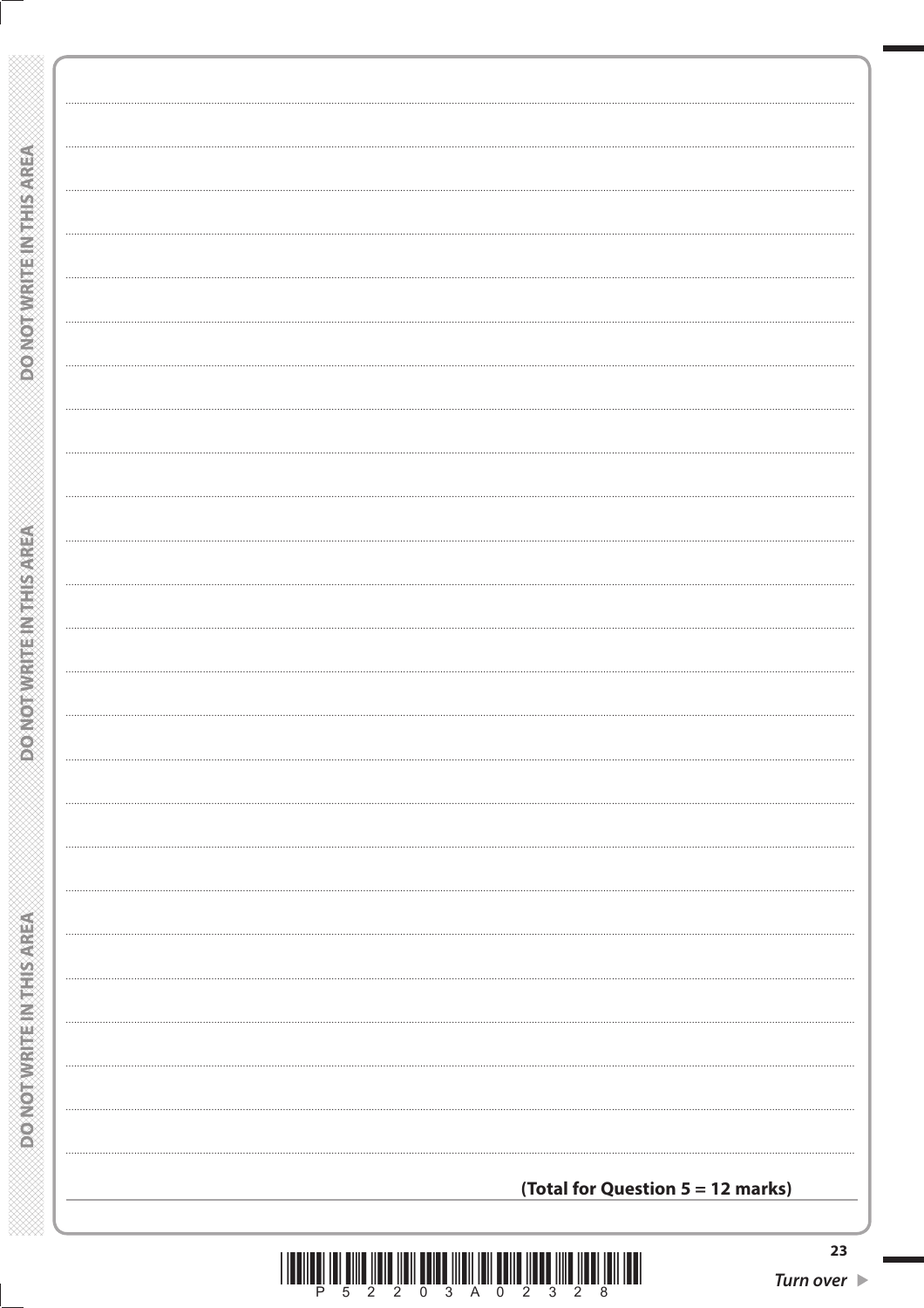**(Total for Question 5 = 12 marks)**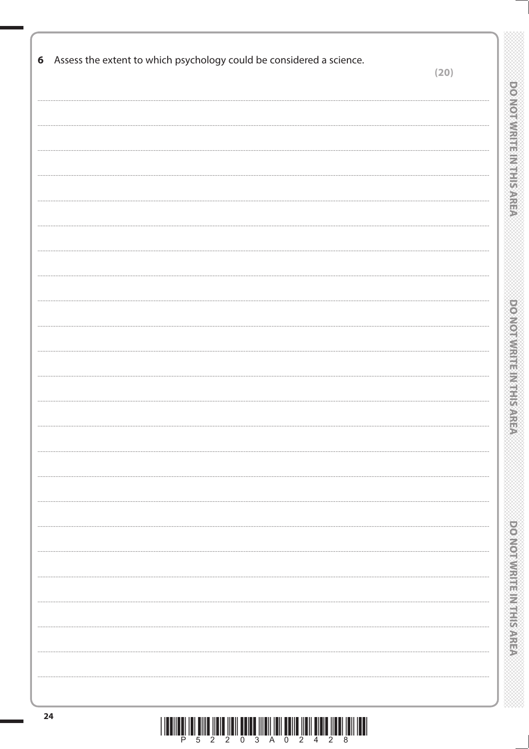**6** Assess the extent to which psychology could be considered a science.

**(20)**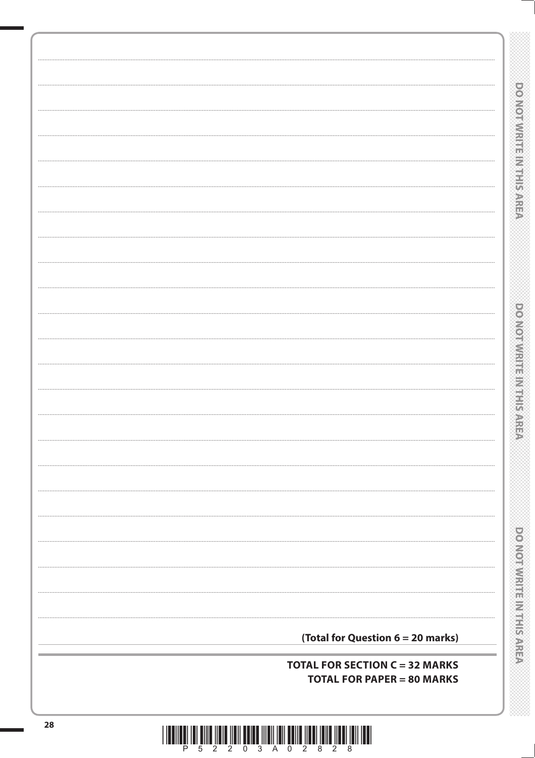**(Total for Question 6 = 20 marks)**

**TOTAL FOR SECTION C = 32 MARKS**

**TOTAL FOR PAPER = 80 MARKS**